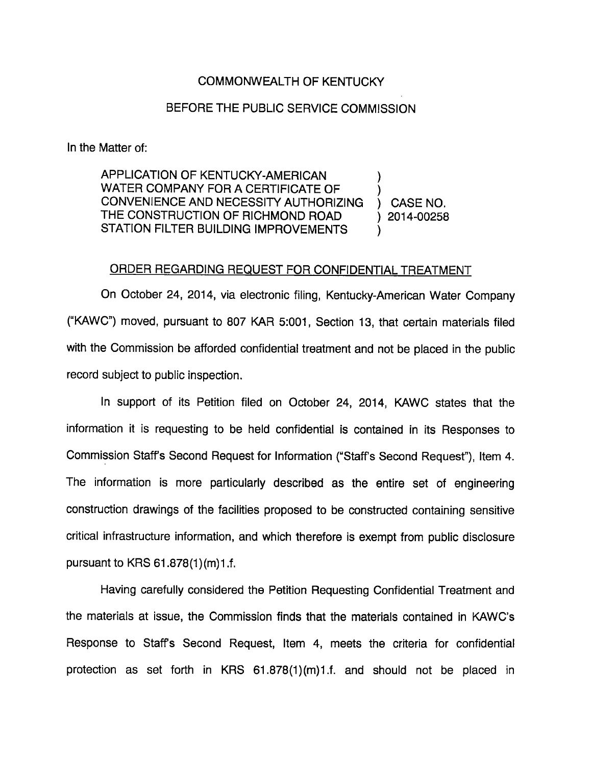COMMONWEALTH OF KENTUCKY

BEFORE THE PUBLIC SERVICE COMMISSION

In the Matter of:

| | | |
|---|---|---|
| APPLICATION OF KENTUCKY-AMERICAN WATER COMPANY FOR A CERTIFICATE OF CONVENIENCE AND NECESSITY AUTHORIZING THE CONSTRUCTION OF RICHMOND ROAD STATION FILTER BUILDING IMPROVEMENTS | ) | CASE NO. 2014-00258 |

ORDER REGARDING REQUEST FOR CONFIDENTIAL TREATMENT

On October 24, 2014, via electronic filing, Kentucky-American Water Company ("KAWC") moved, pursuant to 807 KAR 5:001, Section 13, that certain materials filed with the Commission be afforded confidential treatment and not be placed in the public record subject to public inspection.

In support of its Petition filed on October 24, 2014, KAWC states that the information it is requesting to be held confidential is contained in its Responses to Commission Staff's Second Request for Information ("Staff's Second Request"), Item 4. The information is more particularly described as the entire set of engineering construction drawings of the facilities proposed to be constructed containing sensitive critical infrastructure information, and which therefore is exempt from public disclosure pursuant to KRS 61.878(1)(m)1.f.

Having carefully considered the Petition Requesting Confidential Treatment and the materials at issue, the Commission finds that the materials contained in KAWC's Response to Staff's Second Request, Item 4, meets the criteria for confidential protection as set forth in KRS 61.878(1)(m)1.f. and should not be placed in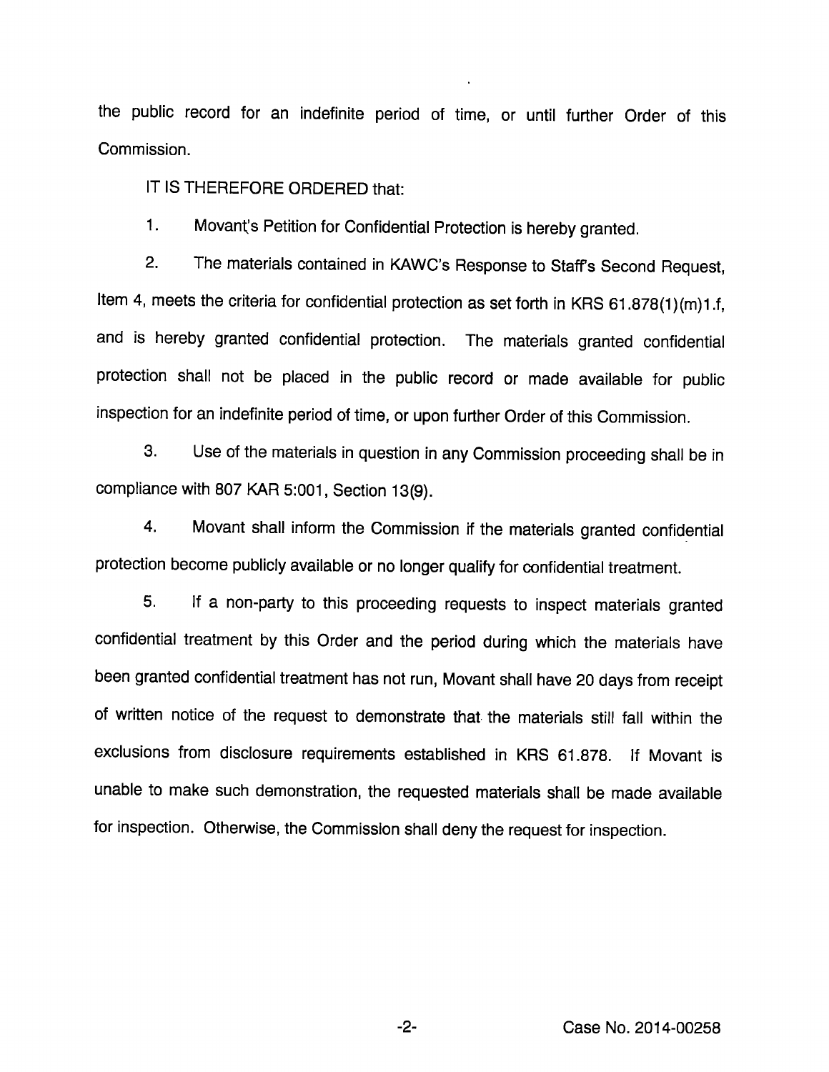the public record for an indefinite period of time, or until further Order of this Commission.

IT IS THEREFORE ORDERED that:

1. Movant's Petition for Confidential Protection is hereby granted.

2. The materials contained in KAWC's Response to Staff's Second Request, Item 4, meets the criteria for confidential protection as set forth in KRS 61.878(1)(m)1.f, and is hereby granted confidential protection. The materials granted confidential protection shall not be placed in the public record or made available for public inspection for an indefinite period of time, or upon further Order of this Commission.

3. Use of the materials in question in any Commission proceeding shall be in compliance with 807 KAR 5:001, Section 13(9).

4. Movant shall inform the Commission if the materials granted confidential protection become publicly available or no longer qualify for confidential treatment.

5. If a non-party to this proceeding requests to inspect materials granted confidential treatment by this Order and the period during which the materials have been granted confidential treatment has not run, Movant shall have 20 days from receipt of written notice of the request to demonstrate that the materials still fall within the exclusions from disclosure requirements established in KRS 61.878. If Movant is unable to make such demonstration, the requested materials shall be made available for inspection. Otherwise, the Commission shall deny the request for inspection.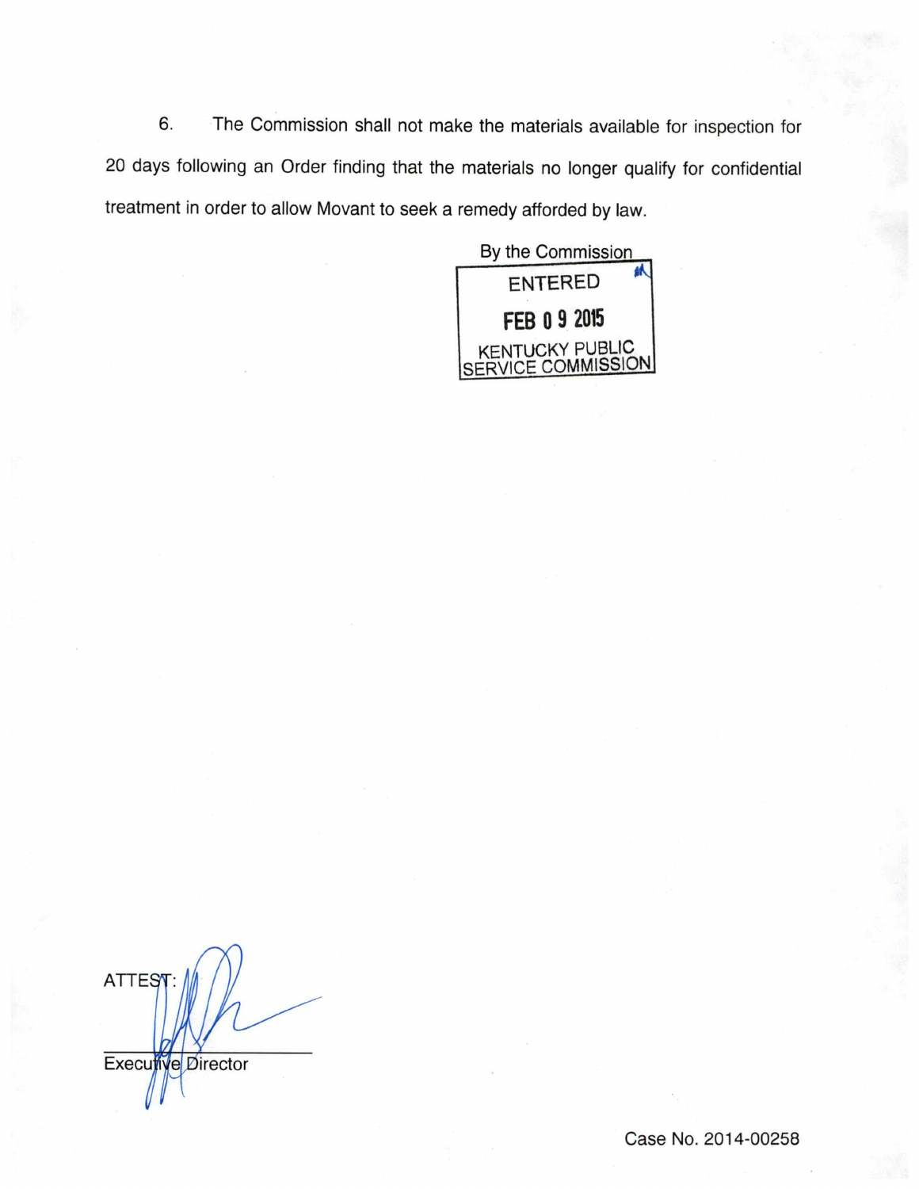6. The Commission shall not make the materials available for inspection for 20 days following an Order finding that the materials no longer qualify for confidential treatment in order to allow Movant to seek a remedy afforded by law.

By the Commission

ENTERED

FEB 09 2015

KENTUCKY PUBLIC SERVICE COMMISSION

ATTEST:

Executive Director

Case No. 2014-00258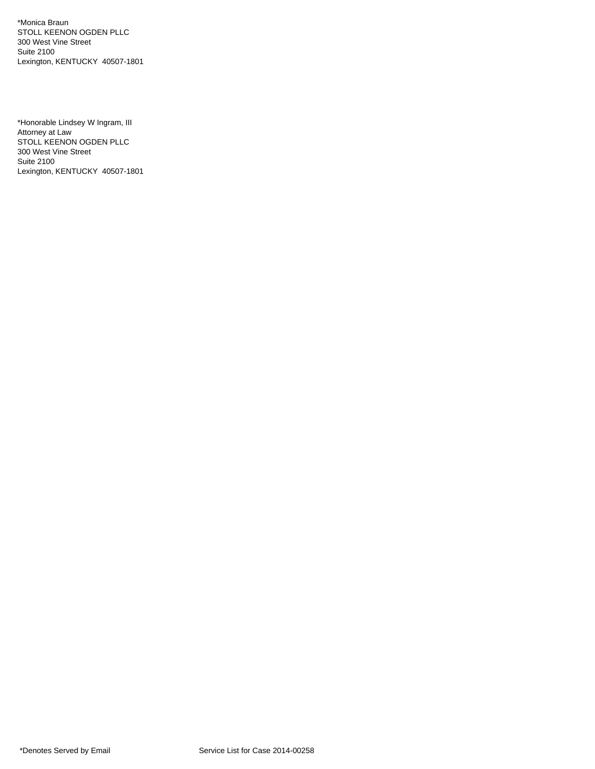*Monica Braun
STOLL KEENON OGDEN PLLC
300 West Vine Street
Suite 2100
Lexington, KENTUCKY  40507-1801

*Honorable Lindsey W Ingram, III
Attorney at Law
STOLL KEENON OGDEN PLLC
300 West Vine Street
Suite 2100
Lexington, KENTUCKY  40507-1801

*Denotes Served by Email

Service List for Case 2014-00258